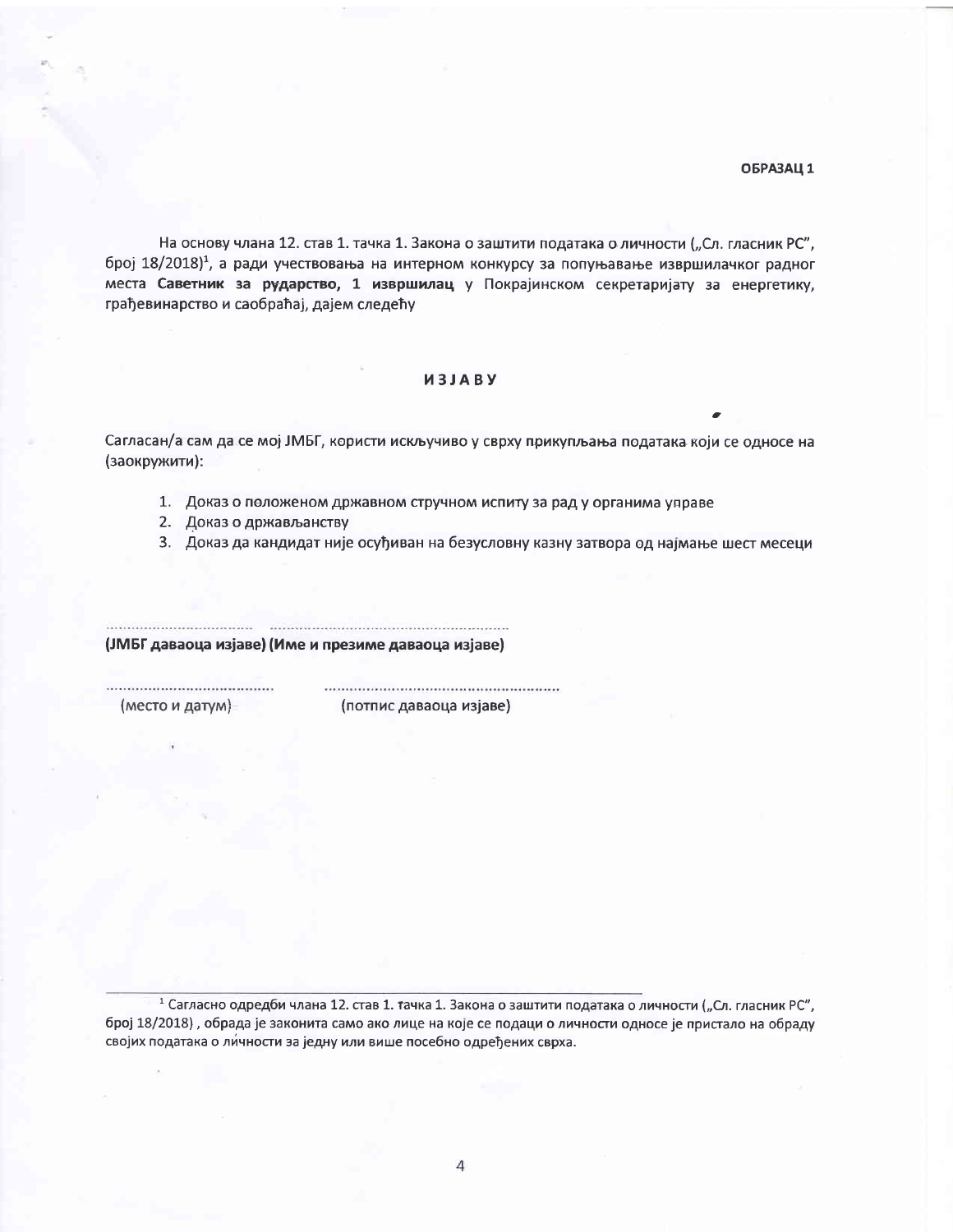**ОБРАЗАЦ 1**

На основу члана 12. став 1. тачка 1. Закона о заштити података о личности („Сл. гласник РС", број 18/2018)[1], а ради учествовања на интерном конкурсу за попуњавање извршилачког радног места **Саветник за рударство, 1 извршилац** у Покрајинском секретаријату за енергетику, грађевинарство и саобраћај, дајем следећу

## ИЗЈАВУ

Сагласан/а сам да се мој ЈМБГ, користи искључиво у сврху прикупљања података који се односе на (заокружити):

1. Доказ о положеном државном стручном испиту за рад у органима управе
2. Доказ о држављанству
3. Доказ да кандидат није осуђиван на безусловну казну затвора од најмање шест месеци

.................................. ............................................................

**(ЈМБГ даваоца изјаве) (Име и презиме даваоца изјаве)**

....................................... .......................................................

(место и датум) (потпис даваоца изјаве)

---

[1] Сагласно одредби члана 12. став 1. тачка 1. Закона о заштити података о личности („Сл. гласник РС", број 18/2018) , обрада је законита само ако лице на које се подаци о личности односе је пристало на обраду својих података о личности за једну или више посебно одређених сврха.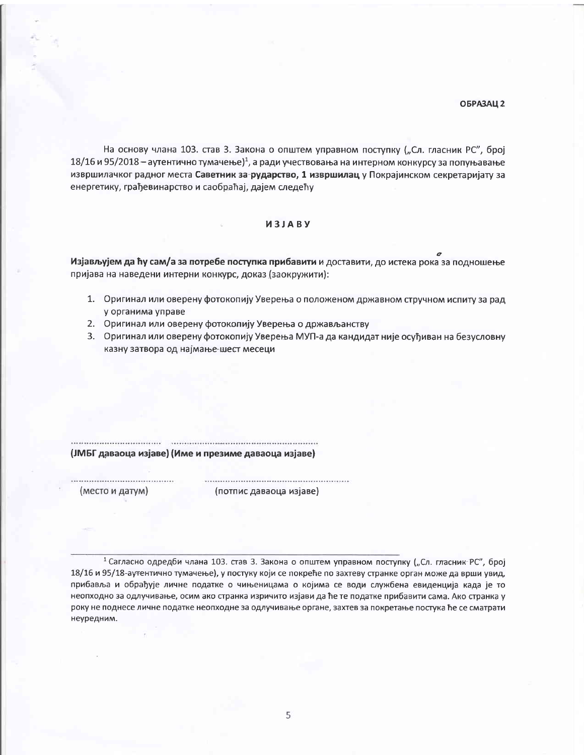**ОБРАЗАЦ 2**

На основу члана 103. став 3. Закона о општем управном поступку („Сл. гласник РС", број 18/16 и 95/2018 – аутентично тумачење)[1], а ради учествовања на интерном конкурсу за попуњавање извршилачког радног места **Саветник за рударство, 1 извршилац** у Покрајинском секретаријату за енергетику, грађевинарство и саобраћај, дајем следећу

**И З Ј А В У**

**Изјављујем да ћу сам/а за потребе поступка прибавити** и доставити, до истека рока за подношење пријава на наведени интерни конкурс, доказ (заокружити):

1. Оригинал или оверену фотокопију Уверења о положеном државном стручном испиту за рад у органима управе
2. Оригинал или оверену фотокопију Уверења о држављанству
3. Оригинал или оверену фотокопију Уверења МУП-а да кандидат није осуђиван на безусловну казну затвора од најмање шест месеци

................................ ....................................................

**(ЈМБГ даваоца изјаве) (Име и презиме даваоца изјаве)**

....................................... ....................................................

(место и датум) (потпис даваоца изјаве)

---

[1] Сагласно одредби члана 103. став 3. Закона о општем управном поступку („Сл. гласник РС", број 18/16 и 95/18-аутентично тумачење), у постуку који се покреће по захтеву странке орган може да врши увид, прибавља и обрађује личне податке о чињеницама о којима се води службена евиденција када је то неопходно за одлучивање, осим ако странка изричито изјави да ће те податке прибавити сама. Ако странка у року не поднесе личне податке неопходне за одлучивање органе, захтев за покретање постука ће се сматрати неуредним.